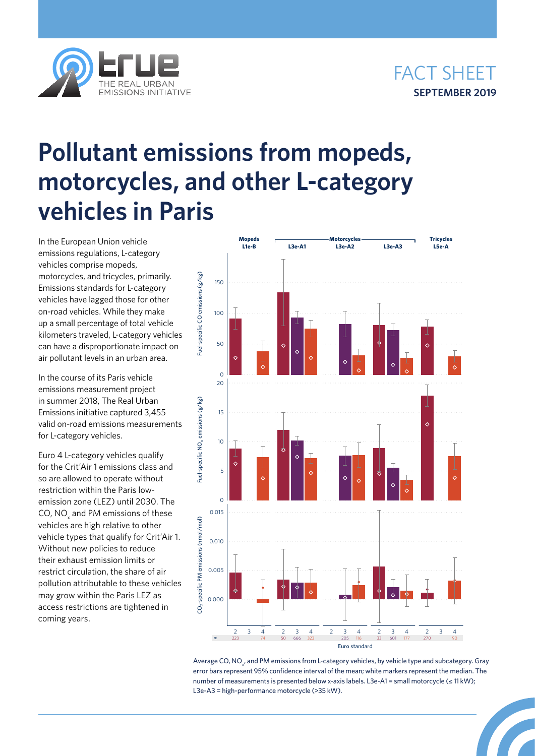FACT SHEET
**SEPTEMBER 2019**

# Pollutant emissions from mopeds, motorcycles, and other L-category vehicles in Paris

In the European Union vehicle emissions regulations, L-category vehicles comprise mopeds, motorcycles, and tricycles, primarily. Emissions standards for L-category vehicles have lagged those for other on-road vehicles. While they make up a small percentage of total vehicle kilometers traveled, L-category vehicles can have a disproportionate impact on air pollutant levels in an urban area.

In the course of its Paris vehicle emissions measurement project in summer 2018, The Real Urban Emissions initiative captured 3,455 valid on-road emissions measurements for L-category vehicles.

Euro 4 L-category vehicles qualify for the Crit'Air 1 emissions class and so are allowed to operate without restriction within the Paris low-emission zone (LEZ) until 2030. The CO, $NO_x$ and PM emissions of these vehicles are high relative to other vehicle types that qualify for Crit'Air 1. Without new policies to reduce their exhaust emission limits or restrict circulation, the share of air pollution attributable to these vehicles may grow within the Paris LEZ as access restrictions are tightened in coming years.

Average CO, $NO_x$, and PM emissions from L-category vehicles, by vehicle type and subcategory. Gray error bars represent 95% confidence interval of the mean; white markers represent the median. The number of measurements is presented below x-axis labels. L3e-A1 = small motorcycle (≤ 11 kW); L3e-A3 = high-performance motorcycle (>35 kW).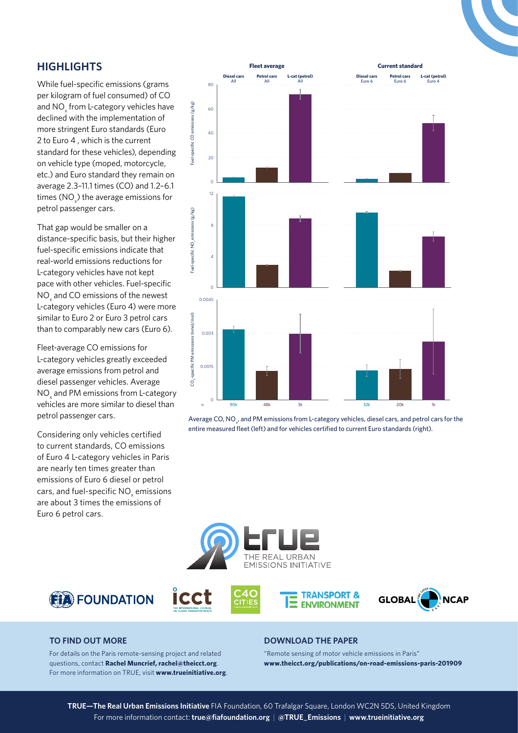## HIGHLIGHTS

While fuel-specific emissions (grams per kilogram of fuel consumed) of CO and $NO_x$ from L-category vehicles have declined with the implementation of more stringent Euro standards (Euro 2 to Euro 4 , which is the current standard for these vehicles), depending on vehicle type (moped, motorcycle, etc.) and Euro standard they remain on average 2.3–11.1 times (CO) and 1.2–6.1 times ($NO_x$) the average emissions for petrol passenger cars.

That gap would be smaller on a distance-specific basis, but their higher fuel-specific emissions indicate that real-world emissions reductions for L-category vehicles have not kept pace with other vehicles. Fuel-specific $NO_x$ and CO emissions of the newest L-category vehicles (Euro 4) were more similar to Euro 2 or Euro 3 petrol cars than to comparably new cars (Euro 6).

Fleet-average CO emissions for L-category vehicles greatly exceeded average emissions from petrol and diesel passenger vehicles. Average $NO_x$ and PM emissions from L-category vehicles are more similar to diesel than petrol passenger cars.

Considering only vehicles certified to current standards, CO emissions of Euro 4 L-category vehicles in Paris are nearly ten times greater than emissions of Euro 6 diesel or petrol cars, and fuel-specific $NO_x$ emissions are about 3 times the emissions of Euro 6 petrol cars.

Fleet average
Diesel cars All | Petrol cars All | L-cat (petrol) All

Current standard
Diesel cars Euro 6 | Petrol cars Euro 6 | L-cat (petrol) Euro 4

Fuel-specific CO emissions (g/kg): 0, 20, 40, 60, 80

Fuel-specific $NO_x$ emissions (g/kg): 0, 4, 8, 12

$CO_2$-specific PM emissions (mmol/mol): 0, 0.0015, 0.003, 0.0045

n: 90k, 48k, 3k, 32k, 20k, 1k

Average CO, $NO_x$, and PM emissions from L-category vehicles, diesel cars, and petrol cars for the entire measured fleet (left) and for vehicles certified to current Euro standards (right).

TRUE — THE REAL URBAN EMISSIONS INITIATIVE

FIA FOUNDATION | ICCT — THE INTERNATIONAL COUNCIL ON CLEAN TRANSPORTATION | C40 CITIES | TRANSPORT & ENVIRONMENT | GLOBAL NCAP

### TO FIND OUT MORE

For details on the Paris remote-sensing project and related questions, contact **Rachel Muncrief, rachel@theicct.org**. For more information on TRUE, visit **www.trueinitiative.org**.

### DOWNLOAD THE PAPER

"Remote sensing of motor vehicle emissions in Paris"
**www.theicct.org/publications/on-road-emissions-paris-201909**

**TRUE—The Real Urban Emissions Initiative** FIA Foundation, 60 Trafalgar Square, London WC2N 5DS, United Kingdom
For more information contact: **true@fiafoundation.org** | **@TRUE_Emissions** | **www.trueinitiative.org**